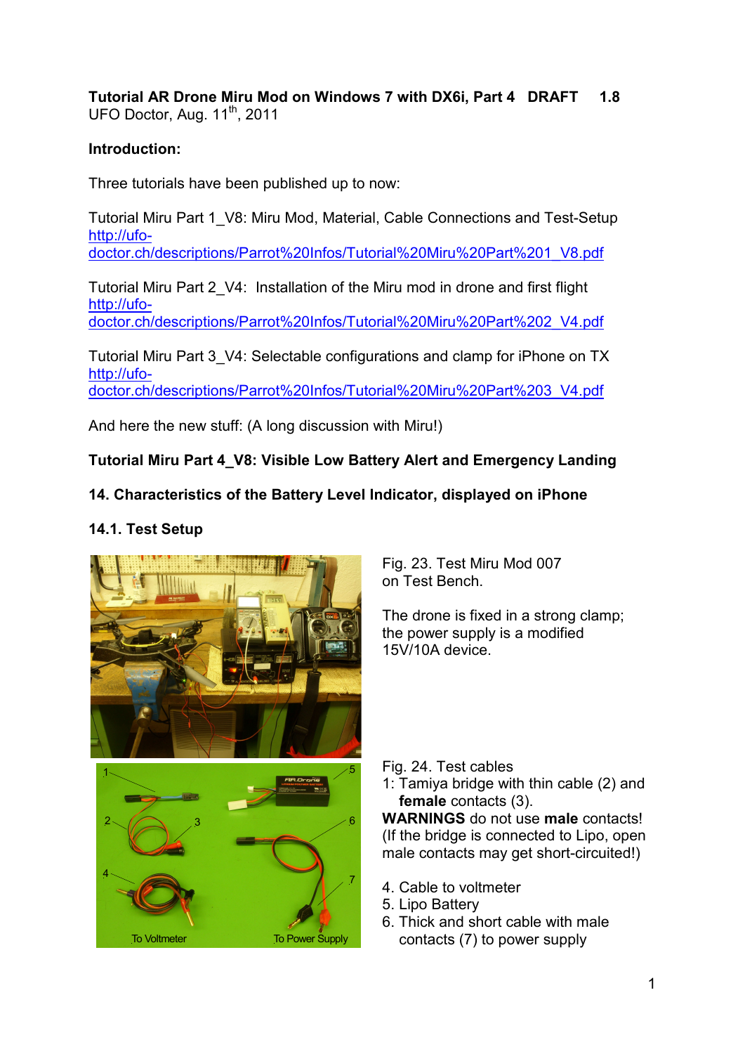**Tutorial AR Drone Miru Mod on Windows 7 with DX6i, Part 4 DRAFT 1.8**
UFO Doctor, Aug. 11th, 2011

**Introduction:**

Three tutorials have been published up to now:

Tutorial Miru Part 1_V8: Miru Mod, Material, Cable Connections and Test-Setup
http://ufo-doctor.ch/descriptions/Parrot%20Infos/Tutorial%20Miru%20Part%201_V8.pdf

Tutorial Miru Part 2_V4: Installation of the Miru mod in drone and first flight
http://ufo-doctor.ch/descriptions/Parrot%20Infos/Tutorial%20Miru%20Part%202_V4.pdf

Tutorial Miru Part 3_V4: Selectable configurations and clamp for iPhone on TX
http://ufo-doctor.ch/descriptions/Parrot%20Infos/Tutorial%20Miru%20Part%203_V4.pdf

And here the new stuff: (A long discussion with Miru!)

**Tutorial Miru Part 4_V8: Visible Low Battery Alert and Emergency Landing**

## 14. Characteristics of the Battery Level Indicator, displayed on iPhone

### 14.1. Test Setup

Fig. 23. Test Miru Mod 007 on Test Bench.

The drone is fixed in a strong clamp; the power supply is a modified 15V/10A device.

Fig. 24. Test cables
1: Tamiya bridge with thin cable (2) and **female** contacts (3).
**WARNINGS** do not use **male** contacts! (If the bridge is connected to Lipo, open male contacts may get short-circuited!)

4. Cable to voltmeter
5. Lipo Battery
6. Thick and short cable with male contacts (7) to power supply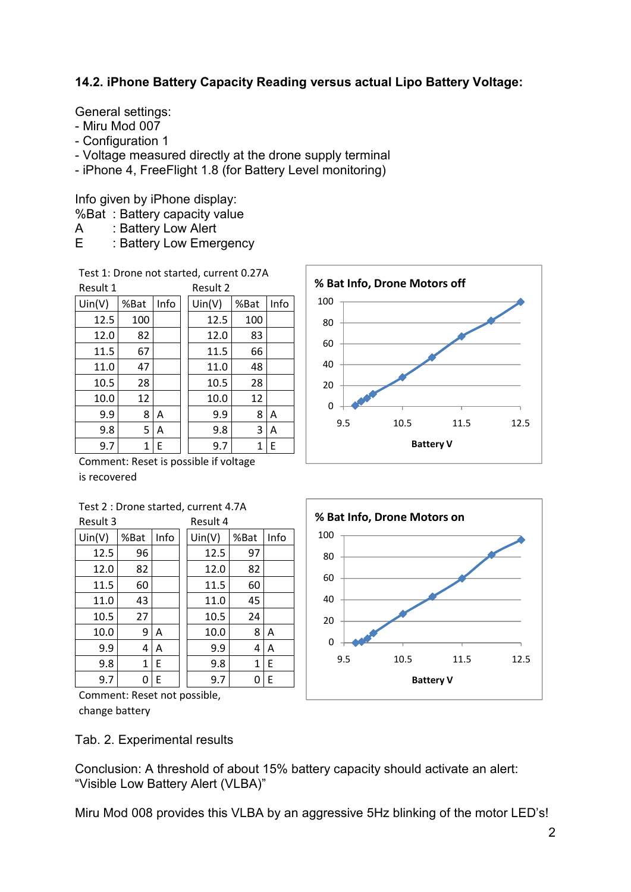### 14.2. iPhone Battery Capacity Reading versus actual Lipo Battery Voltage:

General settings:
- Miru Mod 007
- Configuration 1
- Voltage measured directly at the drone supply terminal
- iPhone 4, FreeFlight 1.8 (for Battery Level monitoring)

Info given by iPhone display:
%Bat : Battery capacity value
A : Battery Low Alert
E : Battery Low Emergency

Test 1: Drone not started, current 0.27A

Result 1

| Uin(V) | %Bat | Info |
|---|---|---|
| 12.5 | 100 | |
| 12.0 | 82 | |
| 11.5 | 67 | |
| 11.0 | 47 | |
| 10.5 | 28 | |
| 10.0 | 12 | |
| 9.9 | 8 | A |
| 9.8 | 5 | A |
| 9.7 | 1 | E |

Result 2

| Uin(V) | %Bat | Info |
|---|---|---|
| 12.5 | 100 | |
| 12.0 | 83 | |
| 11.5 | 66 | |
| 11.0 | 48 | |
| 10.5 | 28 | |
| 10.0 | 12 | |
| 9.9 | 8 | A |
| 9.8 | 3 | A |
| 9.7 | 1 | E |

Comment: Reset is possible if voltage is recovered

**% Bat Info, Drone Motors off**

Test 2 : Drone started, current 4.7A

Result 3

| Uin(V) | %Bat | Info |
|---|---|---|
| 12.5 | 96 | |
| 12.0 | 82 | |
| 11.5 | 60 | |
| 11.0 | 43 | |
| 10.5 | 27 | |
| 10.0 | 9 | A |
| 9.9 | 4 | A |
| 9.8 | 1 | E |
| 9.7 | 0 | E |

Result 4

| Uin(V) | %Bat | Info |
|---|---|---|
| 12.5 | 97 | |
| 12.0 | 82 | |
| 11.5 | 60 | |
| 11.0 | 45 | |
| 10.5 | 24 | |
| 10.0 | 8 | A |
| 9.9 | 4 | A |
| 9.8 | 1 | E |
| 9.7 | 0 | E |

Comment: Reset not possible, change battery

**% Bat Info, Drone Motors on**

Tab. 2. Experimental results

Conclusion: A threshold of about 15% battery capacity should activate an alert: "Visible Low Battery Alert (VLBA)"

Miru Mod 008 provides this VLBA by an aggressive 5Hz blinking of the motor LED's!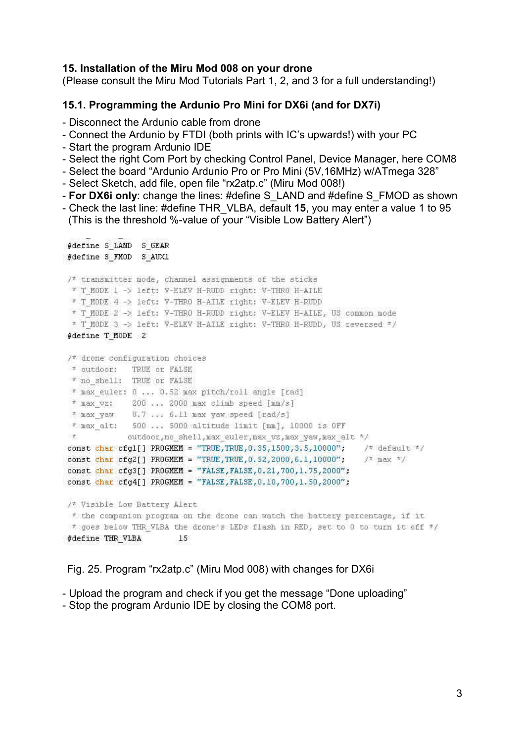**15. Installation of the Miru Mod 008 on your drone**

(Please consult the Miru Mod Tutorials Part 1, 2, and 3 for a full understanding!)

**15.1. Programming the Ardunio Pro Mini for DX6i (and for DX7i)**

- Disconnect the Ardunio cable from drone
- Connect the Ardunio by FTDI (both prints with IC's upwards!) with your PC
- Start the program Ardunio IDE
- Select the right Com Port by checking Control Panel, Device Manager, here COM8
- Select the board "Ardunio Ardunio Pro or Pro Mini (5V,16MHz) w/ATmega 328"
- Select Sketch, add file, open file "rx2atp.c" (Miru Mod 008!)
- **For DX6i only**: change the lines: #define S_LAND and #define S_FMOD as shown
- Check the last line: #define THR_VLBA, default **15**, you may enter a value 1 to 95
  (This is the threshold %-value of your "Visible Low Battery Alert")

```
#define S_LAND  S_GEAR
#define S_FMOD  S_AUX1

/* transmitter mode, channel assignments of the sticks
 * T_MODE 1 -> left: V-ELEV H-RUDD right: V-THRO H-AILE
 * T_MODE 4 -> left: V-THRO H-AILE right: V-ELEV H-RUDD
 * T_MODE 2 -> left: V-THRO H-RUDD right: V-ELEV H-AILE, US common mode
 * T_MODE 3 -> left: V-ELEV H-AILE right: V-THRO H-RUDD, US reversed */
#define T_MODE  2

/* drone configuration choices
 * outdoor:   TRUE or FALSE
 * no_shell:  TRUE or FALSE
 * max_euler: 0 ... 0.52 max pitch/roll angle [rad]
 * max_vz:    200 ... 2000 max climb speed [mm/s]
 * max_yaw    0.7 ... 6.11 max yaw speed [rad/s]
 * max_alt:   500 ... 5000 altitude limit [mm], 10000 is OFF
 *            outdoor,no_shell,max_euler,max_vz,max_yaw,max_alt */
const char cfg1[] PROGMEM = "TRUE,TRUE,0.35,1500,3.5,10000";    /* default */
const char cfg2[] PROGMEM = "TRUE,TRUE,0.52,2000,6.1,10000";    /* max */
const char cfg3[] PROGMEM = "FALSE,FALSE,0.21,700,1.75,2000";
const char cfg4[] PROGMEM = "FALSE,FALSE,0.10,700,1.50,2000";

/* Visible Low Battery Alert
 * the companion program on the drone can watch the battery percentage, if it
 * goes below THR_VLBA the drone's LEDs flash in RED, set to 0 to turn it off */
#define THR_VLBA        15
```

Fig. 25. Program "rx2atp.c" (Miru Mod 008) with changes for DX6i

- Upload the program and check if you get the message "Done uploading"
- Stop the program Ardunio IDE by closing the COM8 port.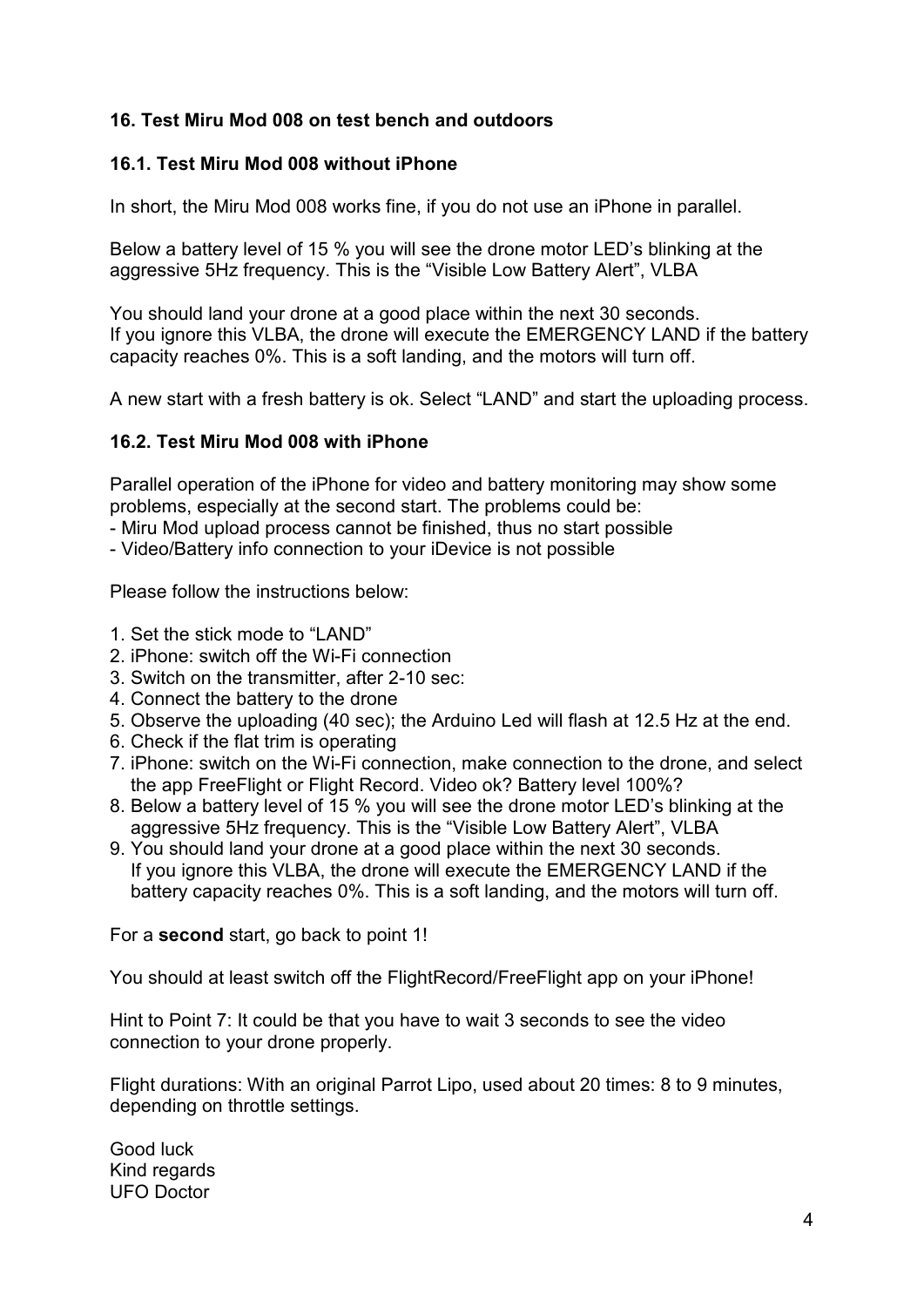### 16. Test Miru Mod 008 on test bench and outdoors

#### 16.1. Test Miru Mod 008 without iPhone

In short, the Miru Mod 008 works fine, if you do not use an iPhone in parallel.

Below a battery level of 15 % you will see the drone motor LED's blinking at the aggressive 5Hz frequency. This is the "Visible Low Battery Alert", VLBA

You should land your drone at a good place within the next 30 seconds.
If you ignore this VLBA, the drone will execute the EMERGENCY LAND if the battery capacity reaches 0%. This is a soft landing, and the motors will turn off.

A new start with a fresh battery is ok. Select "LAND" and start the uploading process.

#### 16.2. Test Miru Mod 008 with iPhone

Parallel operation of the iPhone for video and battery monitoring may show some problems, especially at the second start. The problems could be:
- Miru Mod upload process cannot be finished, thus no start possible
- Video/Battery info connection to your iDevice is not possible

Please follow the instructions below:

1. Set the stick mode to "LAND"
2. iPhone: switch off the Wi-Fi connection
3. Switch on the transmitter, after 2-10 sec:
4. Connect the battery to the drone
5. Observe the uploading (40 sec); the Arduino Led will flash at 12.5 Hz at the end.
6. Check if the flat trim is operating
7. iPhone: switch on the Wi-Fi connection, make connection to the drone, and select the app FreeFlight or Flight Record. Video ok? Battery level 100%?
8. Below a battery level of 15 % you will see the drone motor LED's blinking at the aggressive 5Hz frequency. This is the "Visible Low Battery Alert", VLBA
9. You should land your drone at a good place within the next 30 seconds.
   If you ignore this VLBA, the drone will execute the EMERGENCY LAND if the battery capacity reaches 0%. This is a soft landing, and the motors will turn off.

For a **second** start, go back to point 1!

You should at least switch off the FlightRecord/FreeFlight app on your iPhone!

Hint to Point 7: It could be that you have to wait 3 seconds to see the video connection to your drone properly.

Flight durations: With an original Parrot Lipo, used about 20 times: 8 to 9 minutes, depending on throttle settings.

Good luck
Kind regards
UFO Doctor